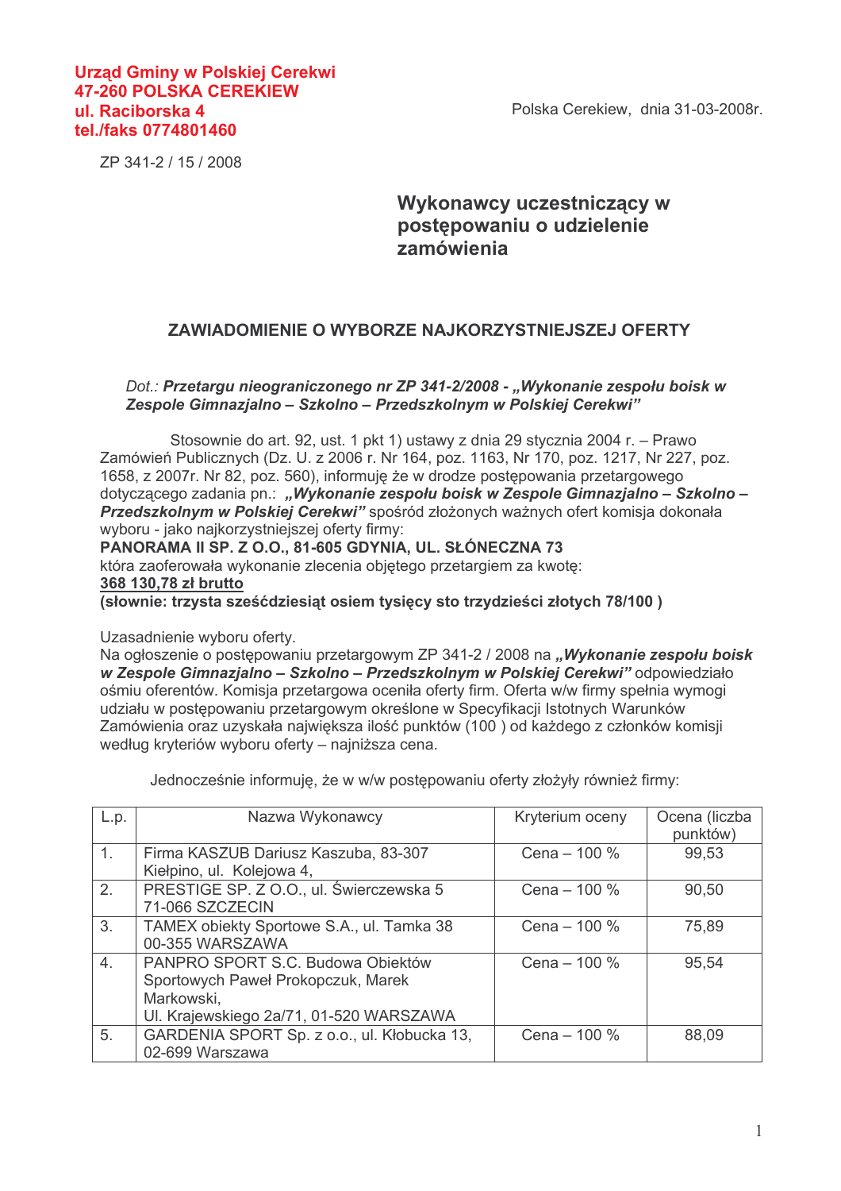**Urząd Gminy w Polskiej Cerekwi**
**47-260 POLSKA CEREKIEW**
**ul. Raciborska 4**
**tel./faks 0774801460**

Polska Cerekiew, dnia 31-03-2008r.

ZP 341-2 / 15 / 2008

**Wykonawcy uczestniczący w postępowaniu o udzielenie zamówienia**

## ZAWIADOMIENIE O WYBORZE NAJKORZYSTNIEJSZEJ OFERTY

*Dot.: **Przetargu nieograniczonego nr ZP 341-2/2008 - „Wykonanie zespołu boisk w Zespole Gimnazjalno – Szkolno – Przedszkolnym w Polskiej Cerekwi”***

Stosownie do art. 92, ust. 1 pkt 1) ustawy z dnia 29 stycznia 2004 r. – Prawo Zamówień Publicznych (Dz. U. z 2006 r. Nr 164, poz. 1163, Nr 170, poz. 1217, Nr 227, poz. 1658, z 2007r. Nr 82, poz. 560), informuję że w drodze postępowania przetargowego dotyczącego zadania pn.: ***„Wykonanie zespołu boisk w Zespole Gimnazjalno – Szkolno – Przedszkolnym w Polskiej Cerekwi”*** spośród złożonych ważnych ofert komisja dokonała wyboru - jako najkorzystniejszej oferty firmy:
**PANORAMA II SP. Z O.O., 81-605 GDYNIA, UL. SŁONECZNA 73**
która zaoferowała wykonanie zlecenia objętego przetargiem za kwotę:
**368 130,78 zł brutto**
**(słownie: trzysta sześćdziesiąt osiem tysięcy sto trzydzieści złotych 78/100 )**

Uzasadnienie wyboru oferty.
Na ogłoszenie o postępowaniu przetargowym ZP 341-2 / 2008 na ***„Wykonanie zespołu boisk w Zespole Gimnazjalno – Szkolno – Przedszkolnym w Polskiej Cerekwi”*** odpowiedziało ośmiu oferentów. Komisja przetargowa oceniła oferty firm. Oferta w/w firmy spełnia wymogi udziału w postępowaniu przetargowym określone w Specyfikacji Istotnych Warunków Zamówienia oraz uzyskała największa ilość punktów (100 ) od każdego z członków komisji według kryteriów wyboru oferty – najniższa cena.

Jednocześnie informuję, że w w/w postępowaniu oferty złożyły również firmy:

| L.p. | Nazwa Wykonawcy | Kryterium oceny | Ocena (liczba punktów) |
|---|---|---|---|
| 1. | Firma KASZUB Dariusz Kaszuba, 83-307 Kiełpino, ul. Kolejowa 4, | Cena – 100 % | 99,53 |
| 2. | PRESTIGE SP. Z O.O., ul. Świerczewska 5 71-066 SZCZECIN | Cena – 100 % | 90,50 |
| 3. | TAMEX obiekty Sportowe S.A., ul. Tamka 38 00-355 WARSZAWA | Cena – 100 % | 75,89 |
| 4. | PANPRO SPORT S.C. Budowa Obiektów Sportowych Paweł Prokopczuk, Marek Markowski, Ul. Krajewskiego 2a/71, 01-520 WARSZAWA | Cena – 100 % | 95,54 |
| 5. | GARDENIA SPORT Sp. z o.o., ul. Kłobucka 13, 02-699 Warszawa | Cena – 100 % | 88,09 |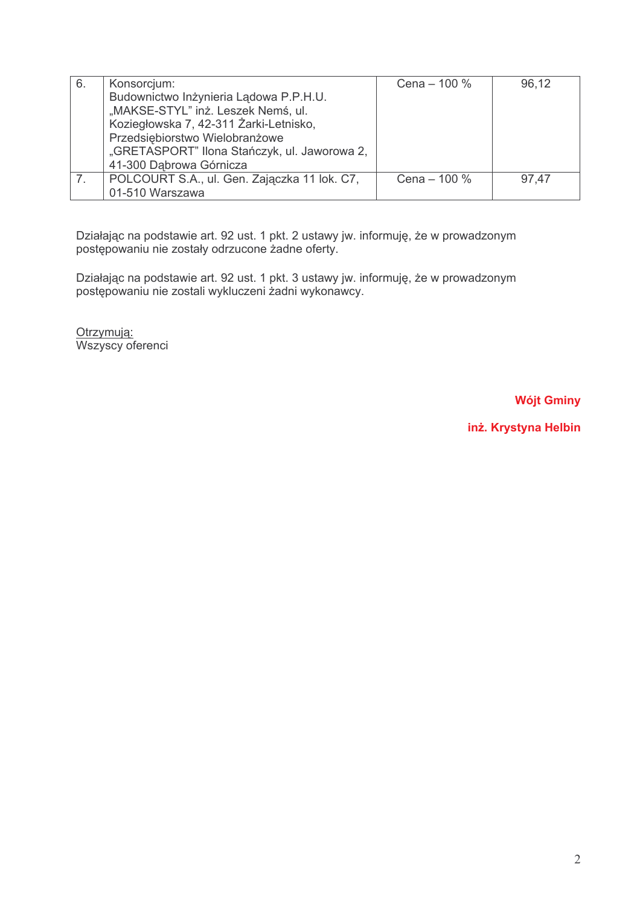| | | | |
|---|---|---|---|
| 6. | Konsorcjum: Budownictwo Inżynieria Lądowa P.P.H.U. „MAKSE-STYL” inż. Leszek Nemś, ul. Koziegłowska 7, 42-311 Żarki-Letnisko, Przedsiębiorstwo Wielobranżowe „GRETASPORT” Ilona Stańczyk, ul. Jaworowa 2, 41-300 Dąbrowa Górnicza | Cena – 100 % | 96,12 |
| 7. | POLCOURT S.A., ul. Gen. Zajączka 11 lok. C7, 01-510 Warszawa | Cena – 100 % | 97,47 |

Działając na podstawie art. 92 ust. 1 pkt. 2 ustawy jw. informuję, że w prowadzonym postępowaniu nie zostały odrzucone żadne oferty.

Działając na podstawie art. 92 ust. 1 pkt. 3 ustawy jw. informuję, że w prowadzonym postępowaniu nie zostali wykluczeni żadni wykonawcy.

Otrzymują:
Wszyscy oferenci

**Wójt Gminy**

**inż. Krystyna Helbin**